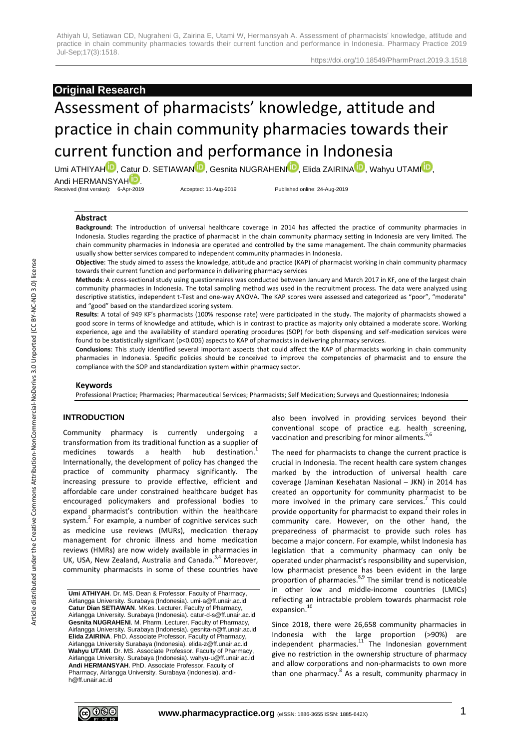**Original Research**

# Assessment of pharmacists' knowledge, attitude and practice in chain community pharmacies towards their current function and performance in Indonesia

Umi ATHIYAH, Catur D. SETIAWAN, Gesnita NUGRAHENI, Elida ZAIRINA, Wahyu UTAMI, Andi HERMANSYAH.

Received (first version): 6-Apr-2019    Accepted: 11-Aug-2019    Published online: 24-Aug-2019

## Abstract

**Background**: The introduction of universal healthcare coverage in 2014 has affected the practice of community pharmacies in Indonesia. Studies regarding the practice of pharmacist in the chain community pharmacy setting in Indonesia are very limited. The chain community pharmacies in Indonesia are operated and controlled by the same management. The chain community pharmacies usually show better services compared to independent community pharmacies in Indonesia.

**Objective**: The study aimed to assess the knowledge, attitude and practice (KAP) of pharmacist working in chain community pharmacy towards their current function and performance in delivering pharmacy services

**Methods**: A cross-sectional study using questionnaires was conducted between January and March 2017 in KF, one of the largest chain community pharmacies in Indonesia. The total sampling method was used in the recruitment process. The data were analyzed using descriptive statistics, independent t-Test and one-way ANOVA. The KAP scores were assessed and categorized as "poor", "moderate" and "good" based on the standardized scoring system.

**Results**: A total of 949 KF's pharmacists (100% response rate) were participated in the study. The majority of pharmacists showed a good score in terms of knowledge and attitude, which is in contrast to practice as majority only obtained a moderate score. Working experience, age and the availability of standard operating procedures (SOP) for both dispensing and self-medication services were found to be statistically significant ($p<0.005$) aspects to KAP of pharmacists in delivering pharmacy services.

**Conclusions**: This study identified several important aspects that could affect the KAP of pharmacists working in chain community pharmacies in Indonesia. Specific policies should be conceived to improve the competencies of pharmacist and to ensure the compliance with the SOP and standardization system within pharmacy sector.

### Keywords

Professional Practice; Pharmacies; Pharmaceutical Services; Pharmacists; Self Medication; Surveys and Questionnaires; Indonesia

## INTRODUCTION

Community pharmacy is currently undergoing a transformation from its traditional function as a supplier of medicines towards a health hub destination.[1] Internationally, the development of policy has changed the practice of community pharmacy significantly. The increasing pressure to provide effective, efficient and affordable care under constrained healthcare budget has encouraged policymakers and professional bodies to expand pharmacist's contribution within the healthcare system.[2] For example, a number of cognitive services such as medicine use reviews (MURs), medication therapy management for chronic illness and home medication reviews (HMRs) are now widely available in pharmacies in UK, USA, New Zealand, Australia and Canada.[3,4] Moreover, community pharmacists in some of these countries have also been involved in providing services beyond their conventional scope of practice e.g. health screening, vaccination and prescribing for minor ailments.[5,6]

The need for pharmacists to change the current practice is crucial in Indonesia. The recent health care system changes marked by the introduction of universal health care coverage (Jaminan Kesehatan Nasional – JKN) in 2014 has created an opportunity for community pharmacist to be more involved in the primary care services.[7] This could provide opportunity for pharmacist to expand their roles in community care. However, on the other hand, the preparedness of pharmacist to provide such roles has become a major concern. For example, whilst Indonesia has legislation that a community pharmacy can only be operated under pharmacist's responsibility and supervision, low pharmacist presence has been evident in the large proportion of pharmacies.[8,9] The similar trend is noticeable in other low and middle-income countries (LMICs) reflecting an intractable problem towards pharmacist role expansion.[10]

Since 2018, there were 26,658 community pharmacies in Indonesia with the large proportion (>90%) are independent pharmacies.[11] The Indonesian government give no restriction in the ownership structure of pharmacy and allow corporations and non-pharmacists to own more than one pharmacy.[8] As a result, community pharmacy in

---

**Umi ATHIYAH**. Dr. MS. Dean & Professor. Faculty of Pharmacy, Airlangga University. Surabaya (Indonesia). umi-a@ff.unair.ac.id
**Catur Dian SETIAWAN**. MKes. Lecturer. Faculty of Pharmacy, Airlangga University. Surabaya (Indonesia). catur-d-s@ff.unair.ac.id
**Gesnita NUGRAHENI**. M. Pharm. Lecturer. Faculty of Pharmacy, Airlangga University. Surabaya (Indonesia). gesnita-n@ff.unair.ac.id
**Elida ZAIRINA**. PhD. Associate Professor. Faculty of Pharmacy, Airlangga University Surabaya (Indonesia). elida-z@ff.unair.ac.id
**Wahyu UTAMI**. Dr. MS. Associate Professor. Faculty of Pharmacy, Airlangga University. Surabaya (Indonesia). wahyu-u@ff.unair.ac.id
**Andi HERMANSYAH**. PhD. Associate Professor. Faculty of Pharmacy, Airlangga University. Surabaya (Indonesia). andi-h@ff.unair.ac.id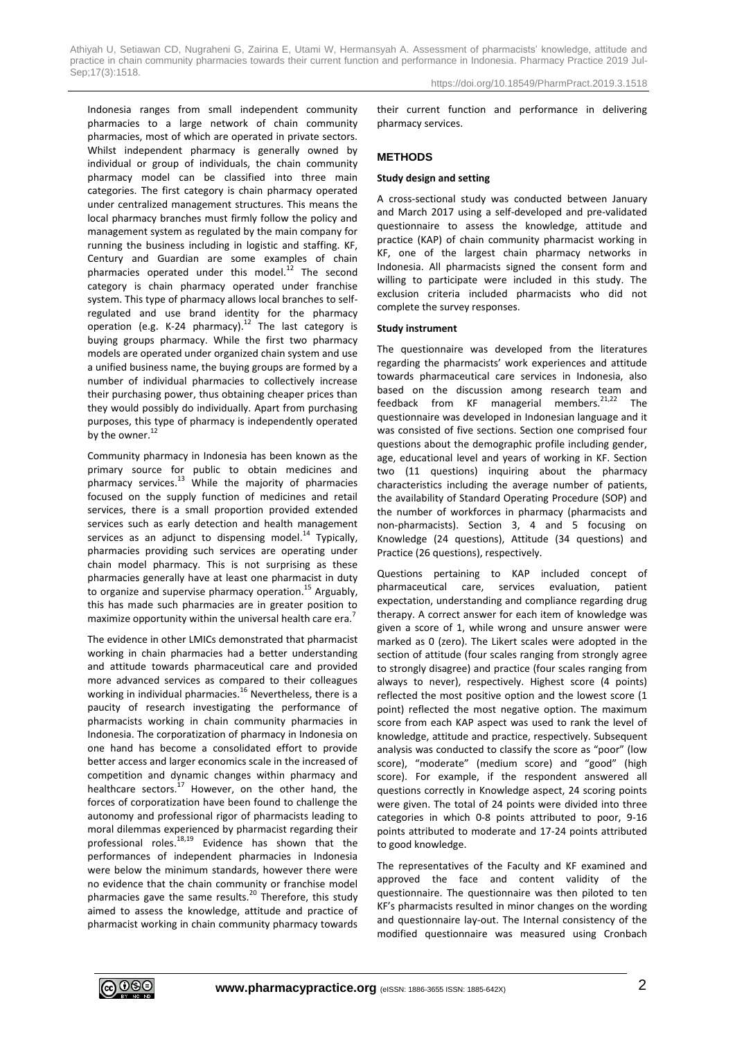Indonesia ranges from small independent community pharmacies to a large network of chain community pharmacies, most of which are operated in private sectors. Whilst independent pharmacy is generally owned by individual or group of individuals, the chain community pharmacy model can be classified into three main categories. The first category is chain pharmacy operated under centralized management structures. This means the local pharmacy branches must firmly follow the policy and management system as regulated by the main company for running the business including in logistic and staffing. KF, Century and Guardian are some examples of chain pharmacies operated under this model.[12] The second category is chain pharmacy operated under franchise system. This type of pharmacy allows local branches to self-regulated and use brand identity for the pharmacy operation (e.g. K-24 pharmacy).[12] The last category is buying groups pharmacy. While the first two pharmacy models are operated under organized chain system and use a unified business name, the buying groups are formed by a number of individual pharmacies to collectively increase their purchasing power, thus obtaining cheaper prices than they would possibly do individually. Apart from purchasing purposes, this type of pharmacy is independently operated by the owner.[12]

Community pharmacy in Indonesia has been known as the primary source for public to obtain medicines and pharmacy services.[13] While the majority of pharmacies focused on the supply function of medicines and retail services, there is a small proportion provided extended services such as early detection and health management services as an adjunct to dispensing model.[14] Typically, pharmacies providing such services are operating under chain model pharmacy. This is not surprising as these pharmacies generally have at least one pharmacist in duty to organize and supervise pharmacy operation.[15] Arguably, this has made such pharmacies are in greater position to maximize opportunity within the universal health care era.[7]

The evidence in other LMICs demonstrated that pharmacist working in chain pharmacies had a better understanding and attitude towards pharmaceutical care and provided more advanced services as compared to their colleagues working in individual pharmacies.[16] Nevertheless, there is a paucity of research investigating the performance of pharmacists working in chain community pharmacies in Indonesia. The corporatization of pharmacy in Indonesia on one hand has become a consolidated effort to provide better access and larger economics scale in the increased of competition and dynamic changes within pharmacy and healthcare sectors.[17] However, on the other hand, the forces of corporatization have been found to challenge the autonomy and professional rigor of pharmacists leading to moral dilemmas experienced by pharmacist regarding their professional roles.[18,19] Evidence has shown that the performances of independent pharmacies in Indonesia were below the minimum standards, however there were no evidence that the chain community or franchise model pharmacies gave the same results.[20] Therefore, this study aimed to assess the knowledge, attitude and practice of pharmacist working in chain community pharmacy towards their current function and performance in delivering pharmacy services.

## METHODS

### Study design and setting

A cross-sectional study was conducted between January and March 2017 using a self-developed and pre-validated questionnaire to assess the knowledge, attitude and practice (KAP) of chain community pharmacist working in KF, one of the largest chain pharmacy networks in Indonesia. All pharmacists signed the consent form and willing to participate were included in this study. The exclusion criteria included pharmacists who did not complete the survey responses.

### Study instrument

The questionnaire was developed from the literatures regarding the pharmacists' work experiences and attitude towards pharmaceutical care services in Indonesia, also based on the discussion among research team and feedback from KF managerial members.[21,22] The questionnaire was developed in Indonesian language and it was consisted of five sections. Section one comprised four questions about the demographic profile including gender, age, educational level and years of working in KF. Section two (11 questions) inquiring about the pharmacy characteristics including the average number of patients, the availability of Standard Operating Procedure (SOP) and the number of workforces in pharmacy (pharmacists and non-pharmacists). Section 3, 4 and 5 focusing on Knowledge (24 questions), Attitude (34 questions) and Practice (26 questions), respectively.

Questions pertaining to KAP included concept of pharmaceutical care, services evaluation, patient expectation, understanding and compliance regarding drug therapy. A correct answer for each item of knowledge was given a score of 1, while wrong and unsure answer were marked as 0 (zero). The Likert scales were adopted in the section of attitude (four scales ranging from strongly agree to strongly disagree) and practice (four scales ranging from always to never), respectively. Highest score (4 points) reflected the most positive option and the lowest score (1 point) reflected the most negative option. The maximum score from each KAP aspect was used to rank the level of knowledge, attitude and practice, respectively. Subsequent analysis was conducted to classify the score as "poor" (low score), "moderate" (medium score) and "good" (high score). For example, if the respondent answered all questions correctly in Knowledge aspect, 24 scoring points were given. The total of 24 points were divided into three categories in which 0-8 points attributed to poor, 9-16 points attributed to moderate and 17-24 points attributed to good knowledge.

The representatives of the Faculty and KF examined and approved the face and content validity of the questionnaire. The questionnaire was then piloted to ten KF's pharmacists resulted in minor changes on the wording and questionnaire lay-out. The Internal consistency of the modified questionnaire was measured using Cronbach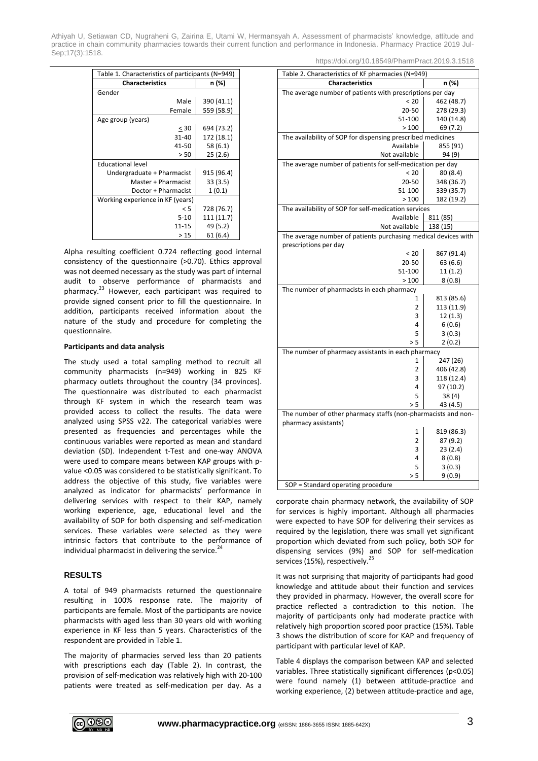| Table 1. Characteristics of participants (N=949) | |
|---|---|
| **Characteristics** | **n (%)** |
| Gender | |
| Male | 390 (41.1) |
| Female | 559 (58.9) |
| Age group (years) | |
| ≤ 30 | 694 (73.2) |
| 31-40 | 172 (18.1) |
| 41-50 | 58 (6.1) |
| > 50 | 25 (2.6) |
| Educational level | |
| Undergraduate + Pharmacist | 915 (96.4) |
| Master + Pharmacist | 33 (3.5) |
| Doctor + Pharmacist | 1 (0.1) |
| Working experience in KF (years) | |
| < 5 | 728 (76.7) |
| 5-10 | 111 (11.7) |
| 11-15 | 49 (5.2) |
| > 15 | 61 (6.4) |

Alpha resulting coefficient 0.724 reflecting good internal consistency of the questionnaire (>0.70). Ethics approval was not deemed necessary as the study was part of internal audit to observe performance of pharmacists and pharmacy.[23] However, each participant was required to provide signed consent prior to fill the questionnaire. In addition, participants received information about the nature of the study and procedure for completing the questionnaire.

**Participants and data analysis**

The study used a total sampling method to recruit all community pharmacists (n=949) working in 825 KF pharmacy outlets throughout the country (34 provinces). The questionnaire was distributed to each pharmacist through KF system in which the research team was provided access to collect the results. The data were analyzed using SPSS v22. The categorical variables were presented as frequencies and percentages while the continuous variables were reported as mean and standard deviation (SD). Independent t-Test and one-way ANOVA were used to compare means between KAP groups with p-value <0.05 was considered to be statistically significant. To address the objective of this study, five variables were analyzed as indicator for pharmacists' performance in delivering services with respect to their KAP, namely working experience, age, educational level and the availability of SOP for both dispensing and self-medication services. These variables were selected as they were intrinsic factors that contribute to the performance of individual pharmacist in delivering the service.[24]

## RESULTS

A total of 949 pharmacists returned the questionnaire resulting in 100% response rate. The majority of participants are female. Most of the participants are novice pharmacists with aged less than 30 years old with working experience in KF less than 5 years. Characteristics of the respondent are provided in Table 1.

The majority of pharmacies served less than 20 patients with prescriptions each day (Table 2). In contrast, the provision of self-medication was relatively high with 20-100 patients were treated as self-medication per day. As a corporate chain pharmacy network, the availability of SOP for services is highly important. Although all pharmacies were expected to have SOP for delivering their services as required by the legislation, there was small yet significant proportion which deviated from such policy, both SOP for dispensing services (9%) and SOP for self-medication services (15%), respectively.[25]

| Table 2. Characteristics of KF pharmacies (N=949) | |
|---|---|
| **Characteristics** | **n (%)** |
| The average number of patients with prescriptions per day | |
| < 20 | 462 (48.7) |
| 20-50 | 278 (29.3) |
| 51-100 | 140 (14.8) |
| > 100 | 69 (7.2) |
| The availability of SOP for dispensing prescribed medicines | |
| Available | 855 (91) |
| Not available | 94 (9) |
| The average number of patients for self-medication per day | |
| < 20 | 80 (8.4) |
| 20-50 | 348 (36.7) |
| 51-100 | 339 (35.7) |
| > 100 | 182 (19.2) |
| The availability of SOP for self-medication services | |
| Available | 811 (85) |
| Not available | 138 (15) |
| The average number of patients purchasing medical devices with prescriptions per day | |
| < 20 | 867 (91.4) |
| 20-50 | 63 (6.6) |
| 51-100 | 11 (1.2) |
| > 100 | 8 (0.8) |
| The number of pharmacists in each pharmacy | |
| 1 | 813 (85.6) |
| 2 | 113 (11.9) |
| 3 | 12 (1.3) |
| 4 | 6 (0.6) |
| 5 | 3 (0.3) |
| > 5 | 2 (0.2) |
| The number of pharmacy assistants in each pharmacy | |
| 1 | 247 (26) |
| 2 | 406 (42.8) |
| 3 | 118 (12.4) |
| 4 | 97 (10.2) |
| 5 | 38 (4) |
| > 5 | 43 (4.5) |
| The number of other pharmacy staffs (non-pharmacists and non-pharmacy assistants) | |
| 1 | 819 (86.3) |
| 2 | 87 (9.2) |
| 3 | 23 (2.4) |
| 4 | 8 (0.8) |
| 5 | 3 (0.3) |
| > 5 | 9 (0.9) |
| SOP = Standard operating procedure | |

It was not surprising that majority of participants had good knowledge and attitude about their function and services they provided in pharmacy. However, the overall score for practice reflected a contradiction to this notion. The majority of participants only had moderate practice with relatively high proportion scored poor practice (15%). Table 3 shows the distribution of score for KAP and frequency of participant with particular level of KAP.

Table 4 displays the comparison between KAP and selected variables. Three statistically significant differences ($p<0.05$) were found namely (1) between attitude-practice and working experience, (2) between attitude-practice and age,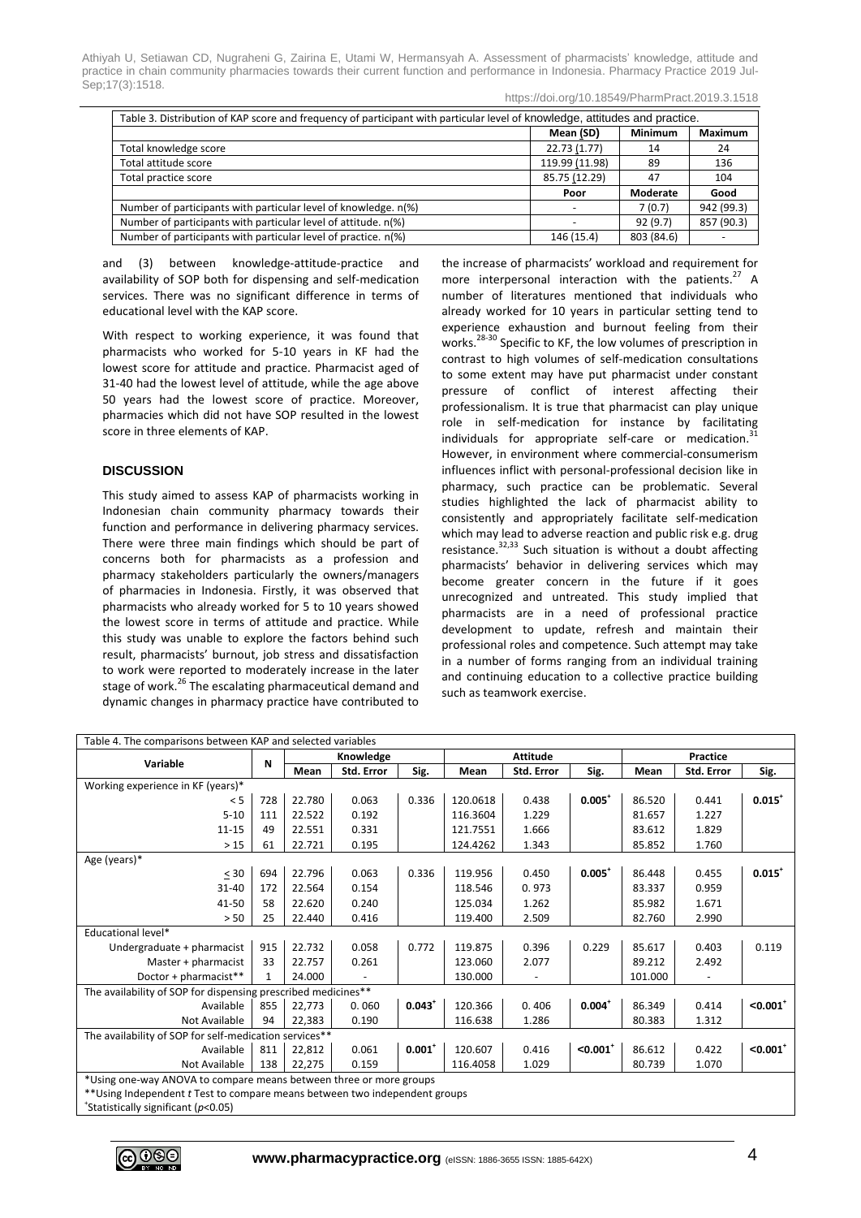Table 3. Distribution of KAP score and frequency of participant with particular level of knowledge, attitudes and practice.

| | Mean (SD) | Minimum | Maximum |
|---|---|---|---|
| Total knowledge score | 22.73 (1.77) | 14 | 24 |
| Total attitude score | 119.99 (11.98) | 89 | 136 |
| Total practice score | 85.75 (12.29) | 47 | 104 |
| | **Poor** | **Moderate** | **Good** |
| Number of participants with particular level of knowledge. n(%) | - | 7 (0.7) | 942 (99.3) |
| Number of participants with particular level of attitude. n(%) | - | 92 (9.7) | 857 (90.3) |
| Number of participants with particular level of practice. n(%) | 146 (15.4) | 803 (84.6) | - |

and (3) between knowledge-attitude-practice and availability of SOP both for dispensing and self-medication services. There was no significant difference in terms of educational level with the KAP score.

With respect to working experience, it was found that pharmacists who worked for 5-10 years in KF had the lowest score for attitude and practice. Pharmacist aged of 31-40 had the lowest level of attitude, while the age above 50 years had the lowest score of practice. Moreover, pharmacies which did not have SOP resulted in the lowest score in three elements of KAP.

## DISCUSSION

This study aimed to assess KAP of pharmacists working in Indonesian chain community pharmacy towards their function and performance in delivering pharmacy services. There were three main findings which should be part of concerns both for pharmacists as a profession and pharmacy stakeholders particularly the owners/managers of pharmacies in Indonesia. Firstly, it was observed that pharmacists who already worked for 5 to 10 years showed the lowest score in terms of attitude and practice. While this study was unable to explore the factors behind such result, pharmacists' burnout, job stress and dissatisfaction to work were reported to moderately increase in the later stage of work.[26] The escalating pharmaceutical demand and dynamic changes in pharmacy practice have contributed to the increase of pharmacists' workload and requirement for more interpersonal interaction with the patients.[27] A number of literatures mentioned that individuals who already worked for 10 years in particular setting tend to experience exhaustion and burnout feeling from their works.[28-30] Specific to KF, the low volumes of prescription in contrast to high volumes of self-medication consultations to some extent may have put pharmacist under constant pressure of conflict of interest affecting their professionalism. It is true that pharmacist can play unique role in self-medication for instance by facilitating individuals for appropriate self-care or medication.[31] However, in environment where commercial-consumerism influences inflict with personal-professional decision like in pharmacy, such practice can be problematic. Several studies highlighted the lack of pharmacist ability to consistently and appropriately facilitate self-medication which may lead to adverse reaction and public risk e.g. drug resistance.[32,33] Such situation is without a doubt affecting pharmacists' behavior in delivering services which may become greater concern in the future if it goes unrecognized and untreated. This study implied that pharmacists are in a need of professional practice development to update, refresh and maintain their professional roles and competence. Such attempt may take in a number of forms ranging from an individual training and continuing education to a collective practice building such as teamwork exercise.

Table 4. The comparisons between KAP and selected variables

| Variable | N | Knowledge | | | Attitude | | | Practice | | |
|---|---|---|---|---|---|---|---|---|---|---|
| | | Mean | Std. Error | Sig. | Mean | Std. Error | Sig. | Mean | Std. Error | Sig. |
| Working experience in KF (years)* | | | | | | | | | | |
| < 5 | 728 | 22.780 | 0.063 | 0.336 | 120.0618 | 0.438 | 0.005[+] | 86.520 | 0.441 | 0.015[+] |
| 5-10 | 111 | 22.522 | 0.192 | | 116.3604 | 1.229 | | 81.657 | 1.227 | |
| 11-15 | 49 | 22.551 | 0.331 | | 121.7551 | 1.666 | | 83.612 | 1.829 | |
| > 15 | 61 | 22.721 | 0.195 | | 124.4262 | 1.343 | | 85.852 | 1.760 | |
| Age (years)* | | | | | | | | | | |
| ≤ 30 | 694 | 22.796 | 0.063 | 0.336 | 119.956 | 0.450 | 0.005[+] | 86.448 | 0.455 | 0.015[+] |
| 31-40 | 172 | 22.564 | 0.154 | | 118.546 | 0. 973 | | 83.337 | 0.959 | |
| 41-50 | 58 | 22.620 | 0.240 | | 125.034 | 1.262 | | 85.982 | 1.671 | |
| > 50 | 25 | 22.440 | 0.416 | | 119.400 | 2.509 | | 82.760 | 2.990 | |
| Educational level* | | | | | | | | | | |
| Undergraduate + pharmacist | 915 | 22.732 | 0.058 | 0.772 | 119.875 | 0.396 | 0.229 | 85.617 | 0.403 | 0.119 |
| Master + pharmacist | 33 | 22.757 | 0.261 | | 123.060 | 2.077 | | 89.212 | 2.492 | |
| Doctor + pharmacist** | 1 | 24.000 | - | | 130.000 | - | | 101.000 | - | |
| The availability of SOP for dispensing prescribed medicines** | | | | | | | | | | |
| Available | 855 | 22,773 | 0. 060 | 0.043[+] | 120.366 | 0. 406 | 0.004[+] | 86.349 | 0.414 | <0.001[+] |
| Not Available | 94 | 22,383 | 0.190 | | 116.638 | 1.286 | | 80.383 | 1.312 | |
| The availability of SOP for self-medication services** | | | | | | | | | | |
| Available | 811 | 22,812 | 0.061 | 0.001[+] | 120.607 | 0.416 | <0.001[+] | 86.612 | 0.422 | <0.001[+] |
| Not Available | 138 | 22,275 | 0.159 | | 116.4058 | 1.029 | | 80.739 | 1.070 | |

*Using one-way ANOVA to compare means between three or more groups
**Using Independent *t* Test to compare means between two independent groups
[+]Statistically significant ($p<0.05$)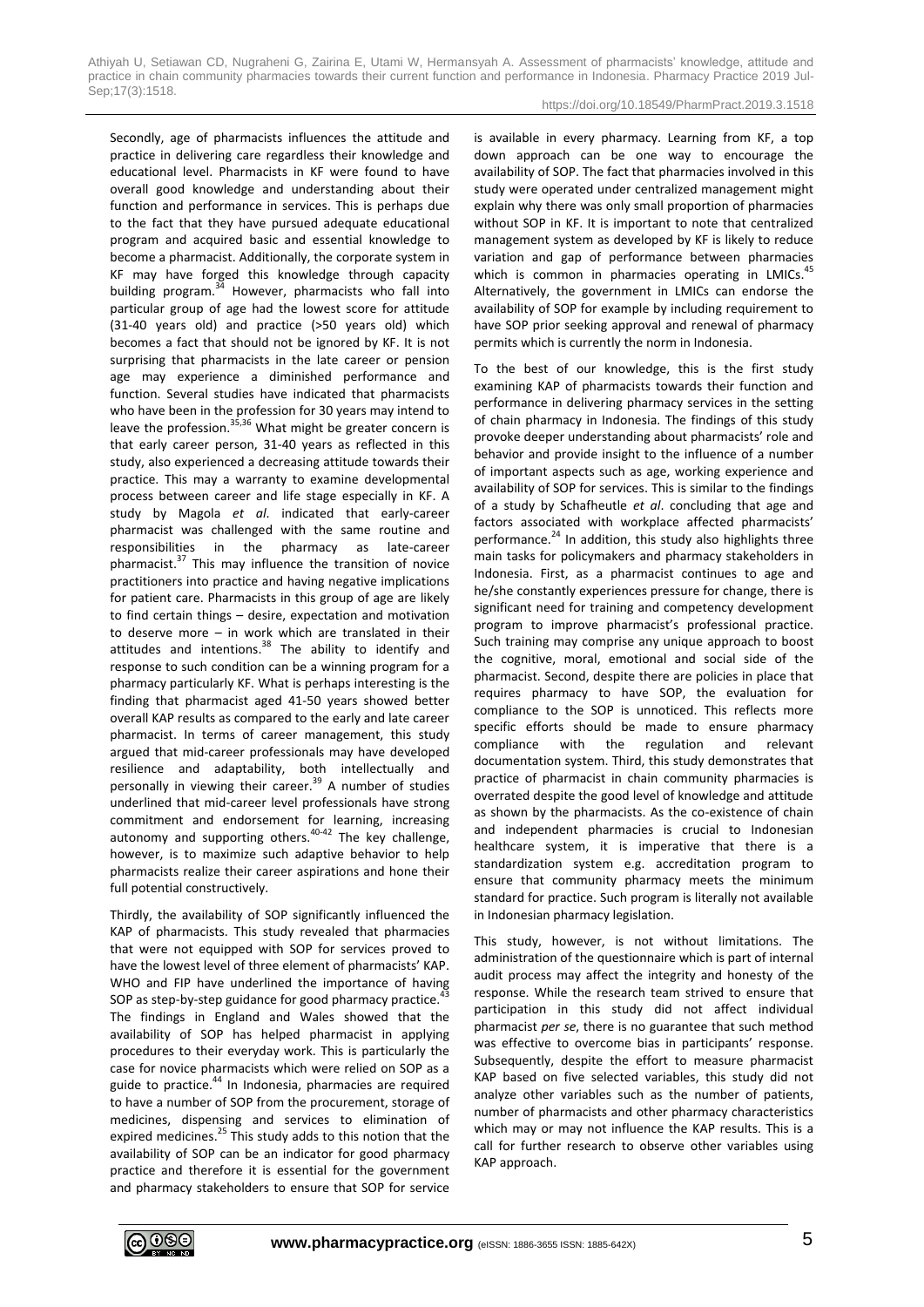Secondly, age of pharmacists influences the attitude and practice in delivering care regardless their knowledge and educational level. Pharmacists in KF were found to have overall good knowledge and understanding about their function and performance in services. This is perhaps due to the fact that they have pursued adequate educational program and acquired basic and essential knowledge to become a pharmacist. Additionally, the corporate system in KF may have forged this knowledge through capacity building program.[34] However, pharmacists who fall into particular group of age had the lowest score for attitude (31-40 years old) and practice (>50 years old) which becomes a fact that should not be ignored by KF. It is not surprising that pharmacists in the late career or pension age may experience a diminished performance and function. Several studies have indicated that pharmacists who have been in the profession for 30 years may intend to leave the profession.[35,36] What might be greater concern is that early career person, 31-40 years as reflected in this study, also experienced a decreasing attitude towards their practice. This may a warranty to examine developmental process between career and life stage especially in KF. A study by Magola *et al*. indicated that early-career pharmacist was challenged with the same routine and responsibilities in the pharmacy as late-career pharmacist.[37] This may influence the transition of novice practitioners into practice and having negative implications for patient care. Pharmacists in this group of age are likely to find certain things – desire, expectation and motivation to deserve more – in work which are translated in their attitudes and intentions.[38] The ability to identify and response to such condition can be a winning program for a pharmacy particularly KF. What is perhaps interesting is the finding that pharmacist aged 41-50 years showed better overall KAP results as compared to the early and late career pharmacist. In terms of career management, this study argued that mid-career professionals may have developed resilience and adaptability, both intellectually and personally in viewing their career.[39] A number of studies underlined that mid-career level professionals have strong commitment and endorsement for learning, increasing autonomy and supporting others.[40-42] The key challenge, however, is to maximize such adaptive behavior to help pharmacists realize their career aspirations and hone their full potential constructively.

Thirdly, the availability of SOP significantly influenced the KAP of pharmacists. This study revealed that pharmacies that were not equipped with SOP for services proved to have the lowest level of three element of pharmacists' KAP. WHO and FIP have underlined the importance of having SOP as step-by-step guidance for good pharmacy practice.[43] The findings in England and Wales showed that the availability of SOP has helped pharmacist in applying procedures to their everyday work. This is particularly the case for novice pharmacists which were relied on SOP as a guide to practice.[44] In Indonesia, pharmacies are required to have a number of SOP from the procurement, storage of medicines, dispensing and services to elimination of expired medicines.[25] This study adds to this notion that the availability of SOP can be an indicator for good pharmacy practice and therefore it is essential for the government and pharmacy stakeholders to ensure that SOP for service is available in every pharmacy. Learning from KF, a top down approach can be one way to encourage the availability of SOP. The fact that pharmacies involved in this study were operated under centralized management might explain why there was only small proportion of pharmacies without SOP in KF. It is important to note that centralized management system as developed by KF is likely to reduce variation and gap of performance between pharmacies which is common in pharmacies operating in LMICs.[45] Alternatively, the government in LMICs can endorse the availability of SOP for example by including requirement to have SOP prior seeking approval and renewal of pharmacy permits which is currently the norm in Indonesia.

To the best of our knowledge, this is the first study examining KAP of pharmacists towards their function and performance in delivering pharmacy services in the setting of chain pharmacy in Indonesia. The findings of this study provoke deeper understanding about pharmacists' role and behavior and provide insight to the influence of a number of important aspects such as age, working experience and availability of SOP for services. This is similar to the findings of a study by Schafheutle *et al*. concluding that age and factors associated with workplace affected pharmacists' performance.[24] In addition, this study also highlights three main tasks for policymakers and pharmacy stakeholders in Indonesia. First, as a pharmacist continues to age and he/she constantly experiences pressure for change, there is significant need for training and competency development program to improve pharmacist's professional practice. Such training may comprise any unique approach to boost the cognitive, moral, emotional and social side of the pharmacist. Second, despite there are policies in place that requires pharmacy to have SOP, the evaluation for compliance to the SOP is unnoticed. This reflects more specific efforts should be made to ensure pharmacy compliance with the regulation and relevant documentation system. Third, this study demonstrates that practice of pharmacist in chain community pharmacies is overrated despite the good level of knowledge and attitude as shown by the pharmacists. As the co-existence of chain and independent pharmacies is crucial to Indonesian healthcare system, it is imperative that there is a standardization system e.g. accreditation program to ensure that community pharmacy meets the minimum standard for practice. Such program is literally not available in Indonesian pharmacy legislation.

This study, however, is not without limitations. The administration of the questionnaire which is part of internal audit process may affect the integrity and honesty of the response. While the research team strived to ensure that participation in this study did not affect individual pharmacist *per se*, there is no guarantee that such method was effective to overcome bias in participants' response. Subsequently, despite the effort to measure pharmacist KAP based on five selected variables, this study did not analyze other variables such as the number of patients, number of pharmacists and other pharmacy characteristics which may or may not influence the KAP results. This is a call for further research to observe other variables using KAP approach.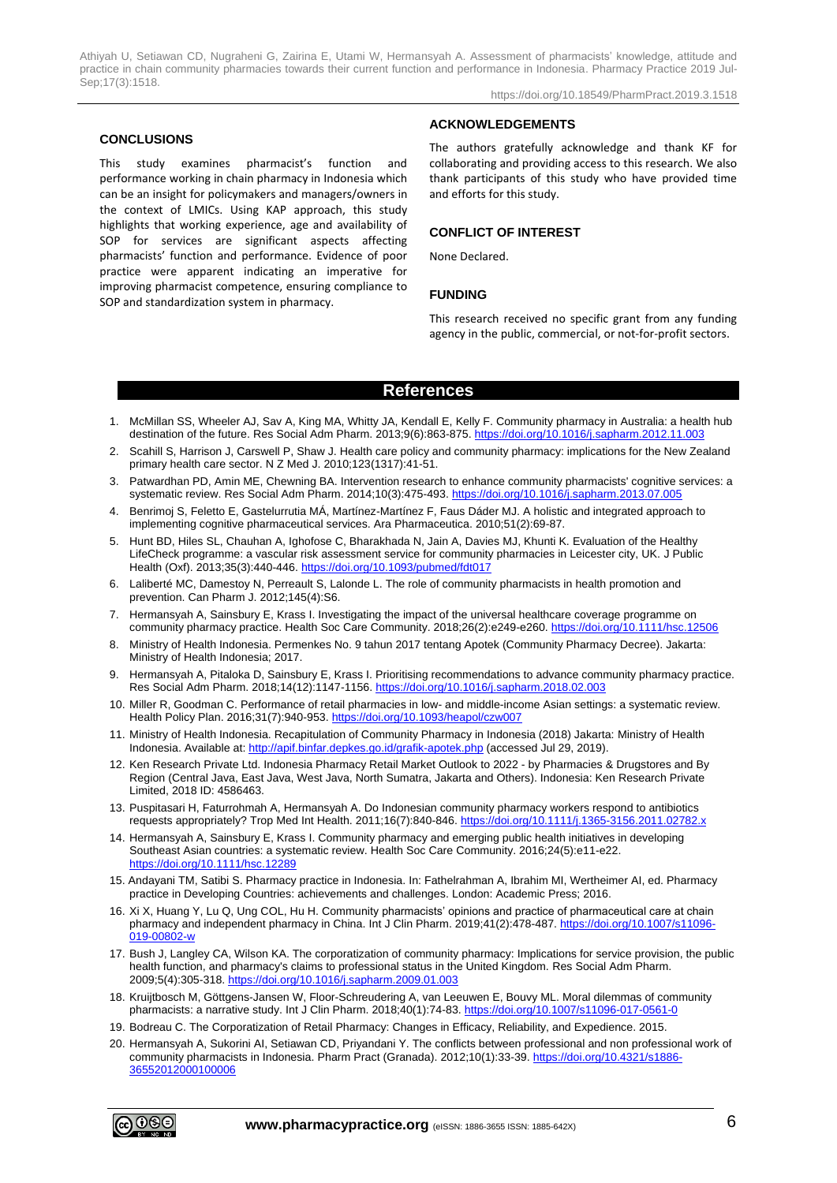## CONCLUSIONS

This study examines pharmacist's function and performance working in chain pharmacy in Indonesia which can be an insight for policymakers and managers/owners in the context of LMICs. Using KAP approach, this study highlights that working experience, age and availability of SOP for services are significant aspects affecting pharmacists' function and performance. Evidence of poor practice were apparent indicating an imperative for improving pharmacist competence, ensuring compliance to SOP and standardization system in pharmacy.

## ACKNOWLEDGEMENTS

The authors gratefully acknowledge and thank KF for collaborating and providing access to this research. We also thank participants of this study who have provided time and efforts for this study.

## CONFLICT OF INTEREST

None Declared.

## FUNDING

This research received no specific grant from any funding agency in the public, commercial, or not-for-profit sectors.

## References

1. McMillan SS, Wheeler AJ, Sav A, King MA, Whitty JA, Kendall E, Kelly F. Community pharmacy in Australia: a health hub destination of the future. Res Social Adm Pharm. 2013;9(6):863-875. https://doi.org/10.1016/j.sapharm.2012.11.003
2. Scahill S, Harrison J, Carswell P, Shaw J. Health care policy and community pharmacy: implications for the New Zealand primary health care sector. N Z Med J. 2010;123(1317):41-51.
3. Patwardhan PD, Amin ME, Chewning BA. Intervention research to enhance community pharmacists' cognitive services: a systematic review. Res Social Adm Pharm. 2014;10(3):475-493. https://doi.org/10.1016/j.sapharm.2013.07.005
4. Benrimoj S, Feletto E, Gastelurrutia MÁ, Martínez-Martínez F, Faus Dáder MJ. A holistic and integrated approach to implementing cognitive pharmaceutical services. Ara Pharmaceutica. 2010;51(2):69-87.
5. Hunt BD, Hiles SL, Chauhan A, Ighofose C, Bharakhada N, Jain A, Davies MJ, Khunti K. Evaluation of the Healthy LifeCheck programme: a vascular risk assessment service for community pharmacies in Leicester city, UK. J Public Health (Oxf). 2013;35(3):440-446. https://doi.org/10.1093/pubmed/fdt017
6. Laliberté MC, Damestoy N, Perreault S, Lalonde L. The role of community pharmacists in health promotion and prevention. Can Pharm J. 2012;145(4):S6.
7. Hermansyah A, Sainsbury E, Krass I. Investigating the impact of the universal healthcare coverage programme on community pharmacy practice. Health Soc Care Community. 2018;26(2):e249-e260. https://doi.org/10.1111/hsc.12506
8. Ministry of Health Indonesia. Permenkes No. 9 tahun 2017 tentang Apotek (Community Pharmacy Decree). Jakarta: Ministry of Health Indonesia; 2017.
9. Hermansyah A, Pitaloka D, Sainsbury E, Krass I. Prioritising recommendations to advance community pharmacy practice. Res Social Adm Pharm. 2018;14(12):1147-1156. https://doi.org/10.1016/j.sapharm.2018.02.003
10. Miller R, Goodman C. Performance of retail pharmacies in low- and middle-income Asian settings: a systematic review. Health Policy Plan. 2016;31(7):940-953. https://doi.org/10.1093/heapol/czw007
11. Ministry of Health Indonesia. Recapitulation of Community Pharmacy in Indonesia (2018) Jakarta: Ministry of Health Indonesia. Available at: http://apif.binfar.depkes.go.id/grafik-apotek.php (accessed Jul 29, 2019).
12. Ken Research Private Ltd. Indonesia Pharmacy Retail Market Outlook to 2022 - by Pharmacies & Drugstores and By Region (Central Java, East Java, West Java, North Sumatra, Jakarta and Others). Indonesia: Ken Research Private Limited, 2018 ID: 4586463.
13. Puspitasari H, Faturrohmah A, Hermansyah A. Do Indonesian community pharmacy workers respond to antibiotics requests appropriately? Trop Med Int Health. 2011;16(7):840-846. https://doi.org/10.1111/j.1365-3156.2011.02782.x
14. Hermansyah A, Sainsbury E, Krass I. Community pharmacy and emerging public health initiatives in developing Southeast Asian countries: a systematic review. Health Soc Care Community. 2016;24(5):e11-e22. https://doi.org/10.1111/hsc.12289
15. Andayani TM, Satibi S. Pharmacy practice in Indonesia. In: Fathelrahman A, Ibrahim MI, Wertheimer AI, ed. Pharmacy practice in Developing Countries: achievements and challenges. London: Academic Press; 2016.
16. Xi X, Huang Y, Lu Q, Ung COL, Hu H. Community pharmacists' opinions and practice of pharmaceutical care at chain pharmacy and independent pharmacy in China. Int J Clin Pharm. 2019;41(2):478-487. https://doi.org/10.1007/s11096-019-00802-w
17. Bush J, Langley CA, Wilson KA. The corporatization of community pharmacy: Implications for service provision, the public health function, and pharmacy's claims to professional status in the United Kingdom. Res Social Adm Pharm. 2009;5(4):305-318. https://doi.org/10.1016/j.sapharm.2009.01.003
18. Kruijtbosch M, Göttgens-Jansen W, Floor-Schreudering A, van Leeuwen E, Bouvy ML. Moral dilemmas of community pharmacists: a narrative study. Int J Clin Pharm. 2018;40(1):74-83. https://doi.org/10.1007/s11096-017-0561-0
19. Bodreau C. The Corporatization of Retail Pharmacy: Changes in Efficacy, Reliability, and Expedience. 2015.
20. Hermansyah A, Sukorini AI, Setiawan CD, Priyandani Y. The conflicts between professional and non professional work of community pharmacists in Indonesia. Pharm Pract (Granada). 2012;10(1):33-39. https://doi.org/10.4321/s1886-36552012000100006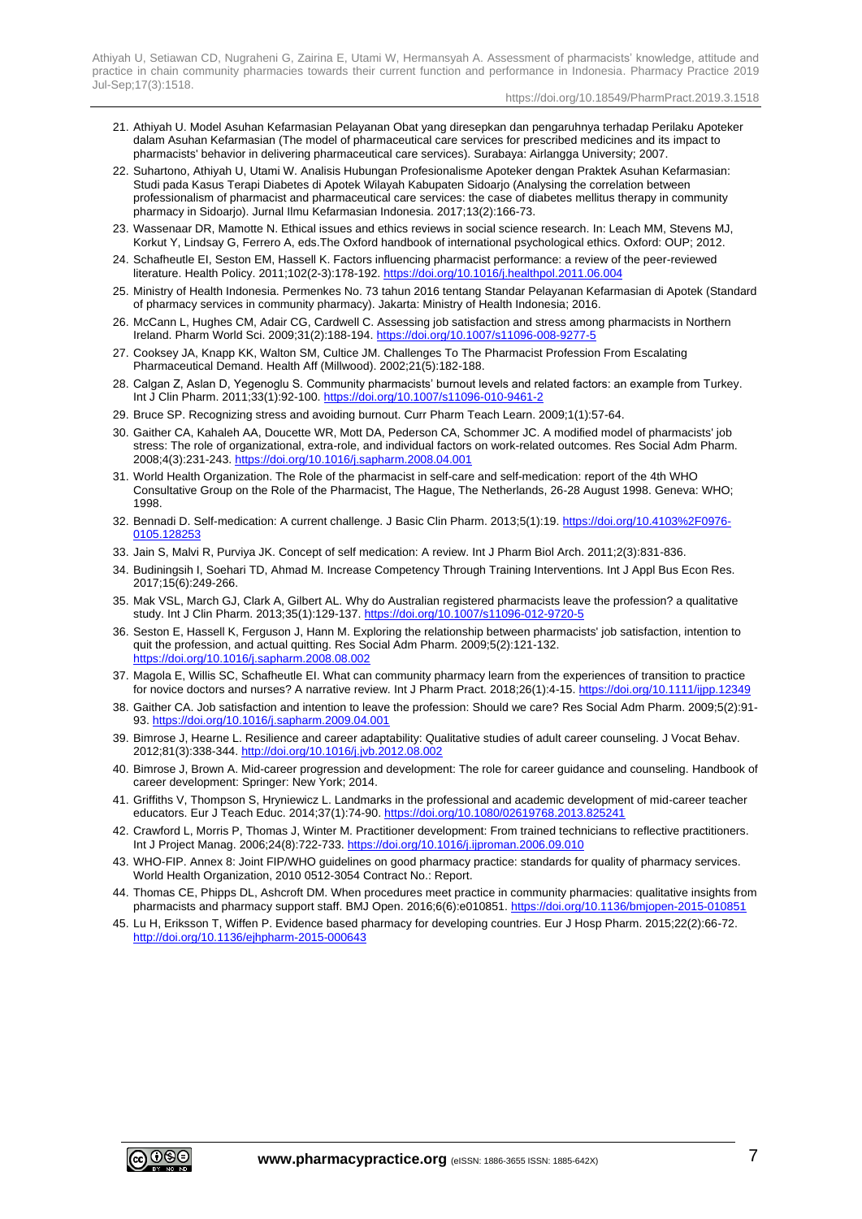21. Athiyah U. Model Asuhan Kefarmasian Pelayanan Obat yang diresepkan dan pengaruhnya terhadap Perilaku Apoteker dalam Asuhan Kefarmasian (The model of pharmaceutical care services for prescribed medicines and its impact to pharmacists' behavior in delivering pharmaceutical care services). Surabaya: Airlangga University; 2007.
22. Suhartono, Athiyah U, Utami W. Analisis Hubungan Profesionalisme Apoteker dengan Praktek Asuhan Kefarmasian: Studi pada Kasus Terapi Diabetes di Apotek Wilayah Kabupaten Sidoarjo (Analysing the correlation between professionalism of pharmacist and pharmaceutical care services: the case of diabetes mellitus therapy in community pharmacy in Sidoarjo). Jurnal Ilmu Kefarmasian Indonesia. 2017;13(2):166-73.
23. Wassenaar DR, Mamotte N. Ethical issues and ethics reviews in social science research. In: Leach MM, Stevens MJ, Korkut Y, Lindsay G, Ferrero A, eds.The Oxford handbook of international psychological ethics. Oxford: OUP; 2012.
24. Schafheutle EI, Seston EM, Hassell K. Factors influencing pharmacist performance: a review of the peer-reviewed literature. Health Policy. 2011;102(2-3):178-192. https://doi.org/10.1016/j.healthpol.2011.06.004
25. Ministry of Health Indonesia. Permenkes No. 73 tahun 2016 tentang Standar Pelayanan Kefarmasian di Apotek (Standard of pharmacy services in community pharmacy). Jakarta: Ministry of Health Indonesia; 2016.
26. McCann L, Hughes CM, Adair CG, Cardwell C. Assessing job satisfaction and stress among pharmacists in Northern Ireland. Pharm World Sci. 2009;31(2):188-194. https://doi.org/10.1007/s11096-008-9277-5
27. Cooksey JA, Knapp KK, Walton SM, Cultice JM. Challenges To The Pharmacist Profession From Escalating Pharmaceutical Demand. Health Aff (Millwood). 2002;21(5):182-188.
28. Calgan Z, Aslan D, Yegenoglu S. Community pharmacists' burnout levels and related factors: an example from Turkey. Int J Clin Pharm. 2011;33(1):92-100. https://doi.org/10.1007/s11096-010-9461-2
29. Bruce SP. Recognizing stress and avoiding burnout. Curr Pharm Teach Learn. 2009;1(1):57-64.
30. Gaither CA, Kahaleh AA, Doucette WR, Mott DA, Pederson CA, Schommer JC. A modified model of pharmacists' job stress: The role of organizational, extra-role, and individual factors on work-related outcomes. Res Social Adm Pharm. 2008;4(3):231-243. https://doi.org/10.1016/j.sapharm.2008.04.001
31. World Health Organization. The Role of the pharmacist in self-care and self-medication: report of the 4th WHO Consultative Group on the Role of the Pharmacist, The Hague, The Netherlands, 26-28 August 1998. Geneva: WHO; 1998.
32. Bennadi D. Self-medication: A current challenge. J Basic Clin Pharm. 2013;5(1):19. https://doi.org/10.4103%2F0976-0105.128253
33. Jain S, Malvi R, Purviya JK. Concept of self medication: A review. Int J Pharm Biol Arch. 2011;2(3):831-836.
34. Budiningsih I, Soehari TD, Ahmad M. Increase Competency Through Training Interventions. Int J Appl Bus Econ Res. 2017;15(6):249-266.
35. Mak VSL, March GJ, Clark A, Gilbert AL. Why do Australian registered pharmacists leave the profession? a qualitative study. Int J Clin Pharm. 2013;35(1):129-137. https://doi.org/10.1007/s11096-012-9720-5
36. Seston E, Hassell K, Ferguson J, Hann M. Exploring the relationship between pharmacists' job satisfaction, intention to quit the profession, and actual quitting. Res Social Adm Pharm. 2009;5(2):121-132. https://doi.org/10.1016/j.sapharm.2008.08.002
37. Magola E, Willis SC, Schafheutle EI. What can community pharmacy learn from the experiences of transition to practice for novice doctors and nurses? A narrative review. Int J Pharm Pract. 2018;26(1):4-15. https://doi.org/10.1111/ijpp.12349
38. Gaither CA. Job satisfaction and intention to leave the profession: Should we care? Res Social Adm Pharm. 2009;5(2):91-93. https://doi.org/10.1016/j.sapharm.2009.04.001
39. Bimrose J, Hearne L. Resilience and career adaptability: Qualitative studies of adult career counseling. J Vocat Behav. 2012;81(3):338-344. http://doi.org/10.1016/j.jvb.2012.08.002
40. Bimrose J, Brown A. Mid-career progression and development: The role for career guidance and counseling. Handbook of career development: Springer: New York; 2014.
41. Griffiths V, Thompson S, Hryniewicz L. Landmarks in the professional and academic development of mid-career teacher educators. Eur J Teach Educ. 2014;37(1):74-90. https://doi.org/10.1080/02619768.2013.825241
42. Crawford L, Morris P, Thomas J, Winter M. Practitioner development: From trained technicians to reflective practitioners. Int J Project Manag. 2006;24(8):722-733. https://doi.org/10.1016/j.ijproman.2006.09.010
43. WHO-FIP. Annex 8: Joint FIP/WHO guidelines on good pharmacy practice: standards for quality of pharmacy services. World Health Organization, 2010 0512-3054 Contract No.: Report.
44. Thomas CE, Phipps DL, Ashcroft DM. When procedures meet practice in community pharmacies: qualitative insights from pharmacists and pharmacy support staff. BMJ Open. 2016;6(6):e010851. https://doi.org/10.1136/bmjopen-2015-010851
45. Lu H, Eriksson T, Wiffen P. Evidence based pharmacy for developing countries. Eur J Hosp Pharm. 2015;22(2):66-72. http://doi.org/10.1136/ejhpharm-2015-000643